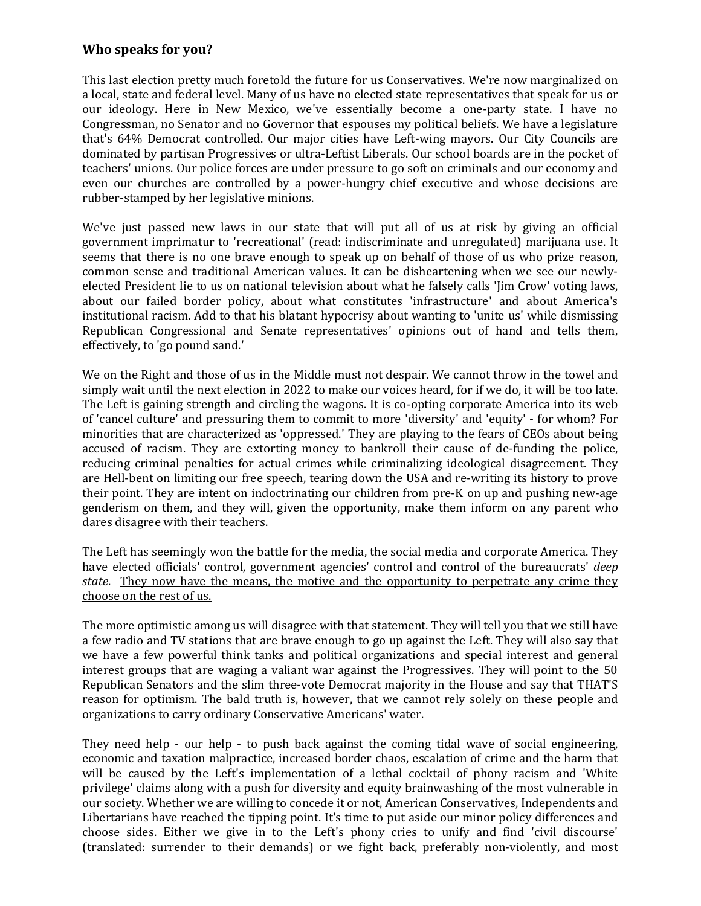### **Who speaks for you?**

This last election pretty much foretold the future for us Conservatives. We're now marginalized on a local, state and federal level. Many of us have no elected state representatives that speak for us or our ideology. Here in New Mexico, we've essentially become a one-party state. I have no Congressman, no Senator and no Governor that espouses my political beliefs. We have a legislature that's 64% Democrat controlled. Our major cities have Left-wing mayors. Our City Councils are dominated by partisan Progressives or ultra-Leftist Liberals. Our school boards are in the pocket of teachers' unions. Our police forces are under pressure to go soft on criminals and our economy and even our churches are controlled by a power-hungry chief executive and whose decisions are rubber-stamped by her legislative minions.

We've just passed new laws in our state that will put all of us at risk by giving an official government imprimatur to 'recreational' (read: indiscriminate and unregulated) marijuana use. It seems that there is no one brave enough to speak up on behalf of those of us who prize reason, common sense and traditional American values. It can be disheartening when we see our newly-elected President lie to us on national television about what he falsely calls 'Jim Crow' voting laws, about our failed border policy, about what constitutes 'infrastructure' and about America's institutional racism. Add to that his blatant hypocrisy about wanting to 'unite us' while dismissing Republican Congressional and Senate representatives' opinions out of hand and tells them, effectively, to 'go pound sand.'

We on the Right and those of us in the Middle must not despair. We cannot throw in the towel and simply wait until the next election in 2022 to make our voices heard, for if we do, it will be too late. The Left is gaining strength and circling the wagons. It is co-opting corporate America into its web of 'cancel culture' and pressuring them to commit to more 'diversity' and 'equity' - for whom? For minorities that are characterized as 'oppressed.' They are playing to the fears of CEOs about being accused of racism. They are extorting money to bankroll their cause of de-funding the police, reducing criminal penalties for actual crimes while criminalizing ideological disagreement. They are Hell-bent on limiting our free speech, tearing down the USA and re-writing its history to prove their point. They are intent on indoctrinating our children from pre-K on up and pushing new-age genderism on them, and they will, given the opportunity, make them inform on any parent who dares disagree with their teachers.

The Left has seemingly won the battle for the media, the social media and corporate America. They have elected officials' control, government agencies' control and control of the bureaucrats' *deep state*. <u>They now have the means, the motive and the opportunity to perpetrate any crime they choose on the rest of us.</u>

The more optimistic among us will disagree with that statement. They will tell you that we still have a few radio and TV stations that are brave enough to go up against the Left. They will also say that we have a few powerful think tanks and political organizations and special interest and general interest groups that are waging a valiant war against the Progressives. They will point to the 50 Republican Senators and the slim three-vote Democrat majority in the House and say that THAT'S reason for optimism. The bald truth is, however, that we cannot rely solely on these people and organizations to carry ordinary Conservative Americans' water.

They need help - our help - to push back against the coming tidal wave of social engineering, economic and taxation malpractice, increased border chaos, escalation of crime and the harm that will be caused by the Left's implementation of a lethal cocktail of phony racism and 'White privilege' claims along with a push for diversity and equity brainwashing of the most vulnerable in our society. Whether we are willing to concede it or not, American Conservatives, Independents and Libertarians have reached the tipping point. It's time to put aside our minor policy differences and choose sides. Either we give in to the Left's phony cries to unify and find 'civil discourse' (translated: surrender to their demands) or we fight back, preferably non-violently, and most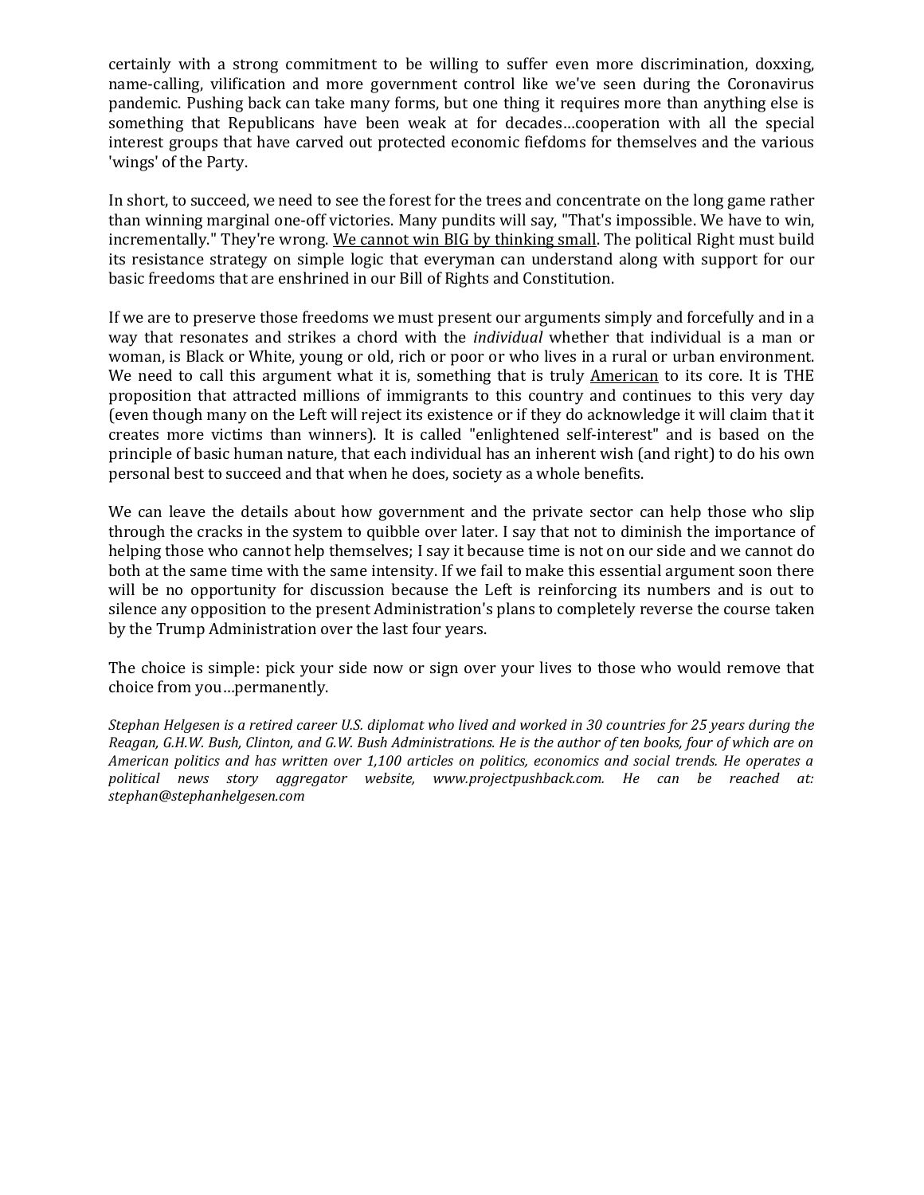certainly with a strong commitment to be willing to suffer even more discrimination, doxxing, name-calling, vilification and more government control like we've seen during the Coronavirus pandemic. Pushing back can take many forms, but one thing it requires more than anything else is something that Republicans have been weak at for decades…cooperation with all the special interest groups that have carved out protected economic fiefdoms for themselves and the various 'wings' of the Party.

In short, to succeed, we need to see the forest for the trees and concentrate on the long game rather than winning marginal one-off victories. Many pundits will say, "That's impossible. We have to win, incrementally." They're wrong. <u>We cannot win BIG by thinking small</u>. The political Right must build its resistance strategy on simple logic that everyman can understand along with support for our basic freedoms that are enshrined in our Bill of Rights and Constitution.

If we are to preserve those freedoms we must present our arguments simply and forcefully and in a way that resonates and strikes a chord with the *individual* whether that individual is a man or woman, is Black or White, young or old, rich or poor or who lives in a rural or urban environment. We need to call this argument what it is, something that is truly <u>American</u> to its core. It is THE proposition that attracted millions of immigrants to this country and continues to this very day (even though many on the Left will reject its existence or if they do acknowledge it will claim that it creates more victims than winners). It is called "enlightened self-interest" and is based on the principle of basic human nature, that each individual has an inherent wish (and right) to do his own personal best to succeed and that when he does, society as a whole benefits.

We can leave the details about how government and the private sector can help those who slip through the cracks in the system to quibble over later. I say that not to diminish the importance of helping those who cannot help themselves; I say it because time is not on our side and we cannot do both at the same time with the same intensity. If we fail to make this essential argument soon there will be no opportunity for discussion because the Left is reinforcing its numbers and is out to silence any opposition to the present Administration's plans to completely reverse the course taken by the Trump Administration over the last four years.

The choice is simple: pick your side now or sign over your lives to those who would remove that choice from you…permanently.

*Stephan Helgesen is a retired career U.S. diplomat who lived and worked in 30 countries for 25 years during the Reagan, G.H.W. Bush, Clinton, and G.W. Bush Administrations. He is the author of ten books, four of which are on American politics and has written over 1,100 articles on politics, economics and social trends. He operates a political news story aggregator website, www.projectpushback.com. He can be reached at: stephan@stephanhelgesen.com*